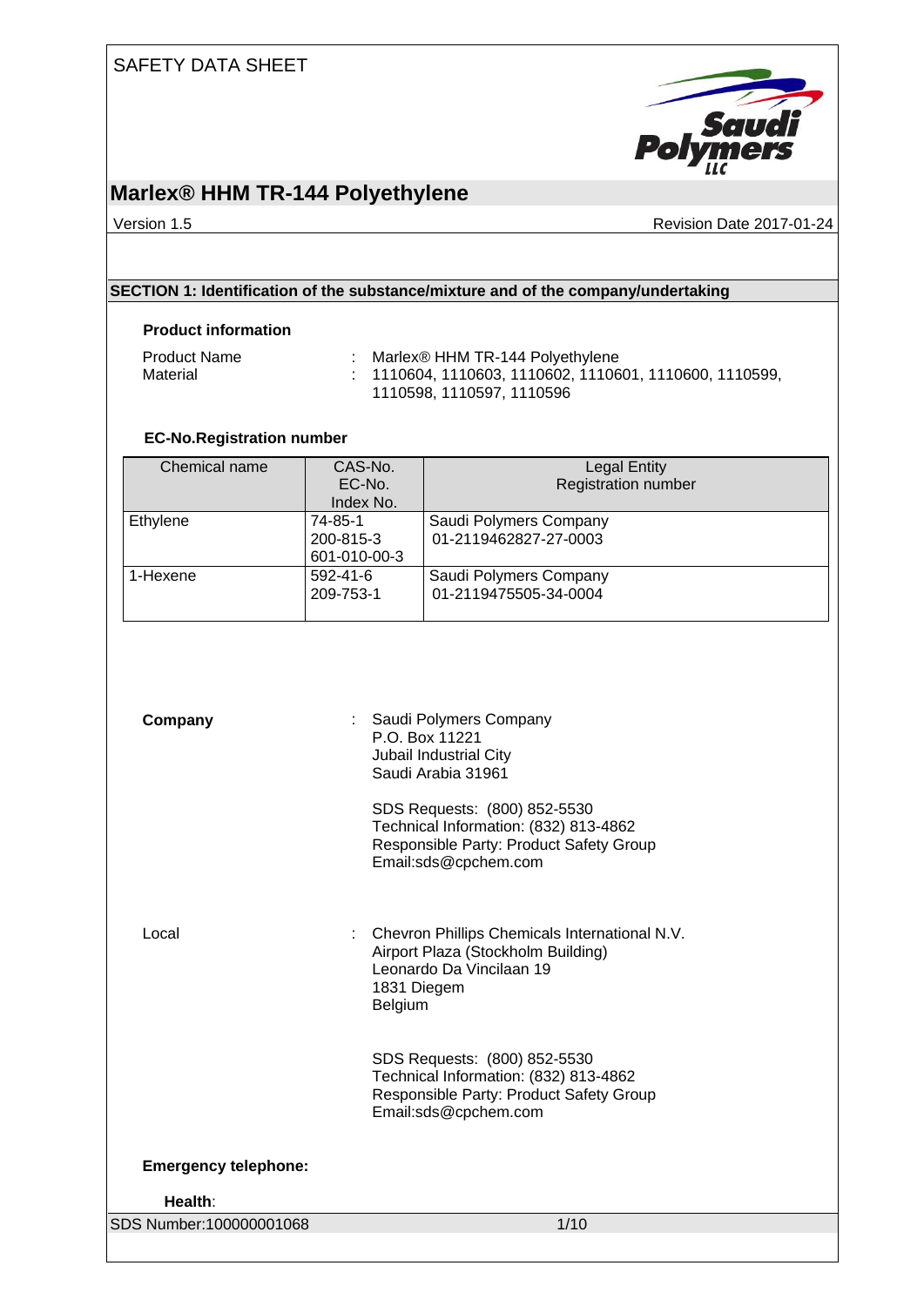SAFETY DATA SHEET

# Marlex® HHM TR-144 Polyethylene

Version 1.5

Revision Date 2017-01-24

## SECTION 1: Identification of the substance/mixture and of the company/undertaking

### Product information

Product Name : Marlex® HHM TR-144 Polyethylene

Material : 1110604, 1110603, 1110602, 1110601, 1110600, 1110599, 1110598, 1110597, 1110596

### EC-No.Registration number

| Chemical name | CAS-No.<br>EC-No.<br>Index No. | Legal Entity<br>Registration number |
|---|---|---|
| Ethylene | 74-85-1<br>200-815-3<br>601-010-00-3 | Saudi Polymers Company<br>01-2119462827-27-0003 |
| 1-Hexene | 592-41-6<br>209-753-1 | Saudi Polymers Company<br>01-2119475505-34-0004 |

**Company** : Saudi Polymers Company
P.O. Box 11221
Jubail Industrial City
Saudi Arabia 31961

SDS Requests: (800) 852-5530
Technical Information: (832) 813-4862
Responsible Party: Product Safety Group
Email:sds@cpchem.com

Local : Chevron Phillips Chemicals International N.V.
Airport Plaza (Stockholm Building)
Leonardo Da Vincilaan 19
1831 Diegem
Belgium

SDS Requests: (800) 852-5530
Technical Information: (832) 813-4862
Responsible Party: Product Safety Group
Email:sds@cpchem.com

**Emergency telephone:**

**Health**:

SDS Number:100000001068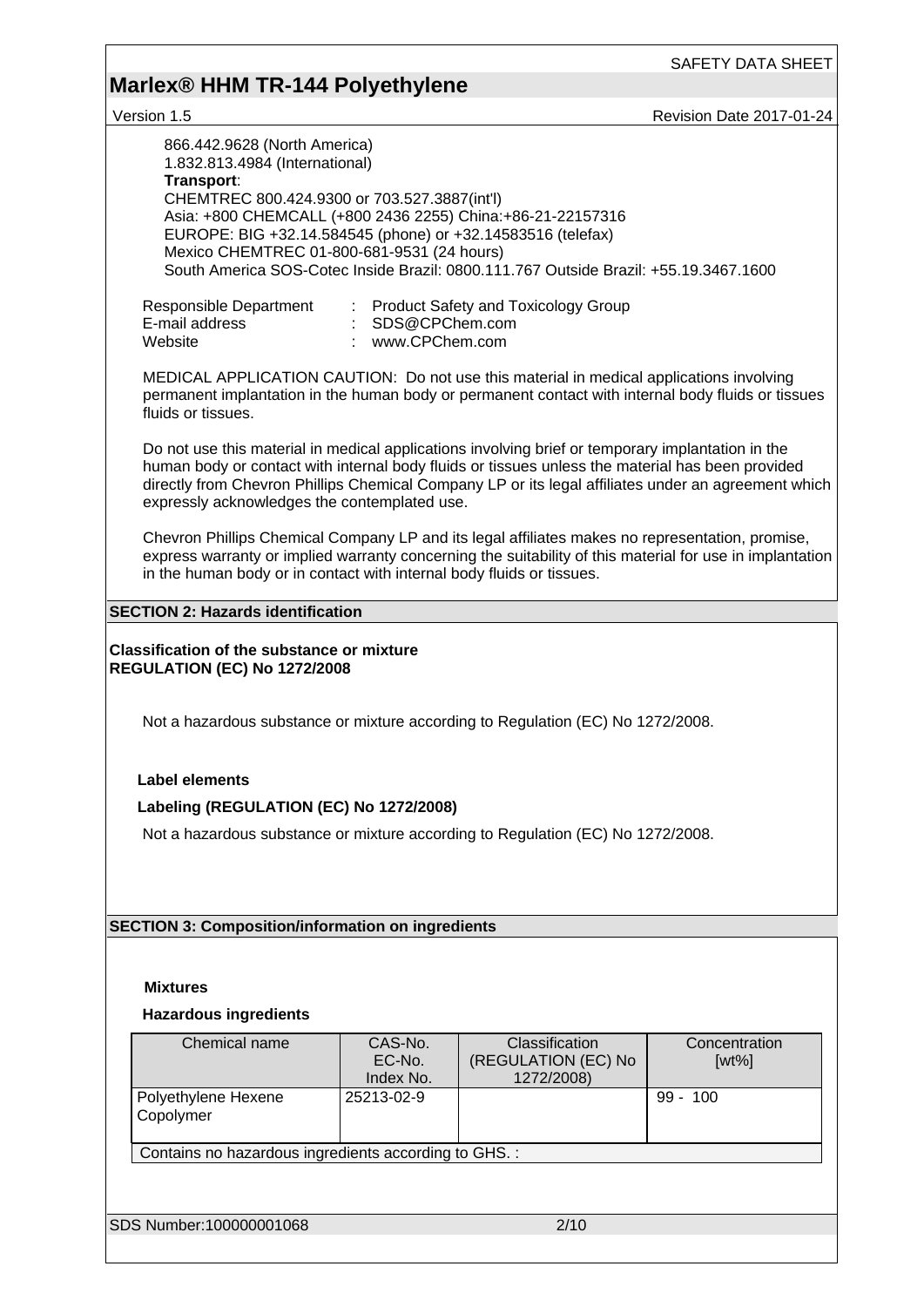866.442.9628 (North America)
1.832.813.4984 (International)
**Transport**:
CHEMTREC 800.424.9300 or 703.527.3887(int'l)
Asia: +800 CHEMCALL (+800 2436 2255) China:+86-21-22157316
EUROPE: BIG +32.14.584545 (phone) or +32.14583516 (telefax)
Mexico CHEMTREC 01-800-681-9531 (24 hours)
South America SOS-Cotec Inside Brazil: 0800.111.767 Outside Brazil: +55.19.3467.1600

Responsible Department : Product Safety and Toxicology Group
E-mail address : SDS@CPChem.com
Website : www.CPChem.com

MEDICAL APPLICATION CAUTION: Do not use this material in medical applications involving permanent implantation in the human body or permanent contact with internal body fluids or tissues fluids or tissues.

Do not use this material in medical applications involving brief or temporary implantation in the human body or contact with internal body fluids or tissues unless the material has been provided directly from Chevron Phillips Chemical Company LP or its legal affiliates under an agreement which expressly acknowledges the contemplated use.

Chevron Phillips Chemical Company LP and its legal affiliates makes no representation, promise, express warranty or implied warranty concerning the suitability of this material for use in implantation in the human body or in contact with internal body fluids or tissues.

## SECTION 2: Hazards identification

**Classification of the substance or mixture**
**REGULATION (EC) No 1272/2008**

Not a hazardous substance or mixture according to Regulation (EC) No 1272/2008.

**Label elements**

**Labeling (REGULATION (EC) No 1272/2008)**

Not a hazardous substance or mixture according to Regulation (EC) No 1272/2008.

## SECTION 3: Composition/information on ingredients

**Mixtures**

**Hazardous ingredients**

| Chemical name | CAS-No.<br>EC-No.<br>Index No. | Classification<br>(REGULATION (EC) No 1272/2008) | Concentration<br>[wt%] |
|---|---|---|---|
| Polyethylene Hexene Copolymer | 25213-02-9 | | 99 - 100 |
| Contains no hazardous ingredients according to GHS. : | | | |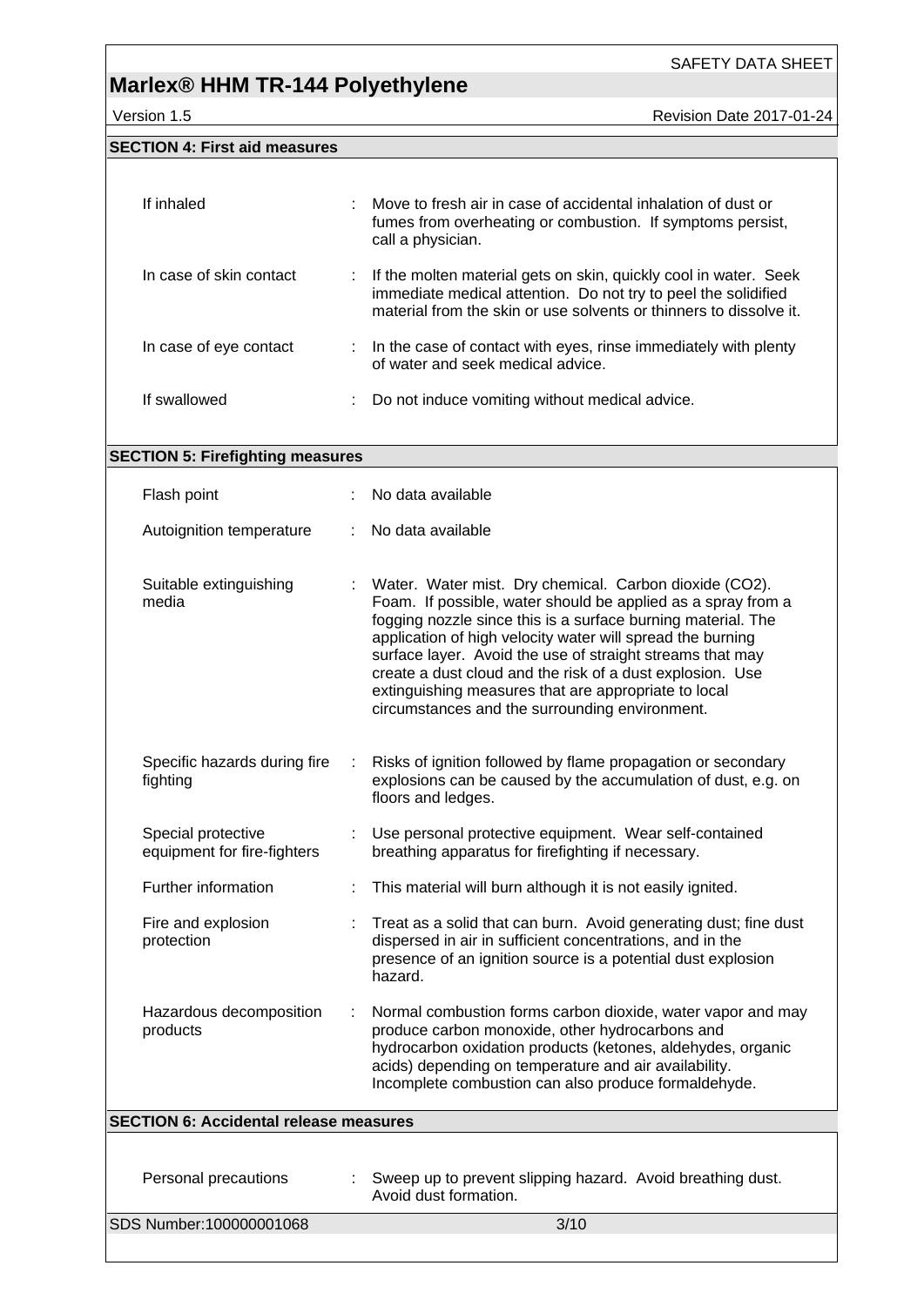## SECTION 4: First aid measures

| | |
|---|---|
| If inhaled | Move to fresh air in case of accidental inhalation of dust or fumes from overheating or combustion. If symptoms persist, call a physician. |
| In case of skin contact | If the molten material gets on skin, quickly cool in water. Seek immediate medical attention. Do not try to peel the solidified material from the skin or use solvents or thinners to dissolve it. |
| In case of eye contact | In the case of contact with eyes, rinse immediately with plenty of water and seek medical advice. |
| If swallowed | Do not induce vomiting without medical advice. |

## SECTION 5: Firefighting measures

| | |
|---|---|
| Flash point | No data available |
| Autoignition temperature | No data available |
| Suitable extinguishing media | Water. Water mist. Dry chemical. Carbon dioxide ($CO_2$). Foam. If possible, water should be applied as a spray from a fogging nozzle since this is a surface burning material. The application of high velocity water will spread the burning surface layer. Avoid the use of straight streams that may create a dust cloud and the risk of a dust explosion. Use extinguishing measures that are appropriate to local circumstances and the surrounding environment. |
| Specific hazards during fire fighting | Risks of ignition followed by flame propagation or secondary explosions can be caused by the accumulation of dust, e.g. on floors and ledges. |
| Special protective equipment for fire-fighters | Use personal protective equipment. Wear self-contained breathing apparatus for firefighting if necessary. |
| Further information | This material will burn although it is not easily ignited. |
| Fire and explosion protection | Treat as a solid that can burn. Avoid generating dust; fine dust dispersed in air in sufficient concentrations, and in the presence of an ignition source is a potential dust explosion hazard. |
| Hazardous decomposition products | Normal combustion forms carbon dioxide, water vapor and may produce carbon monoxide, other hydrocarbons and hydrocarbon oxidation products (ketones, aldehydes, organic acids) depending on temperature and air availability. Incomplete combustion can also produce formaldehyde. |

## SECTION 6: Accidental release measures

| | |
|---|---|
| Personal precautions | Sweep up to prevent slipping hazard. Avoid breathing dust. Avoid dust formation. |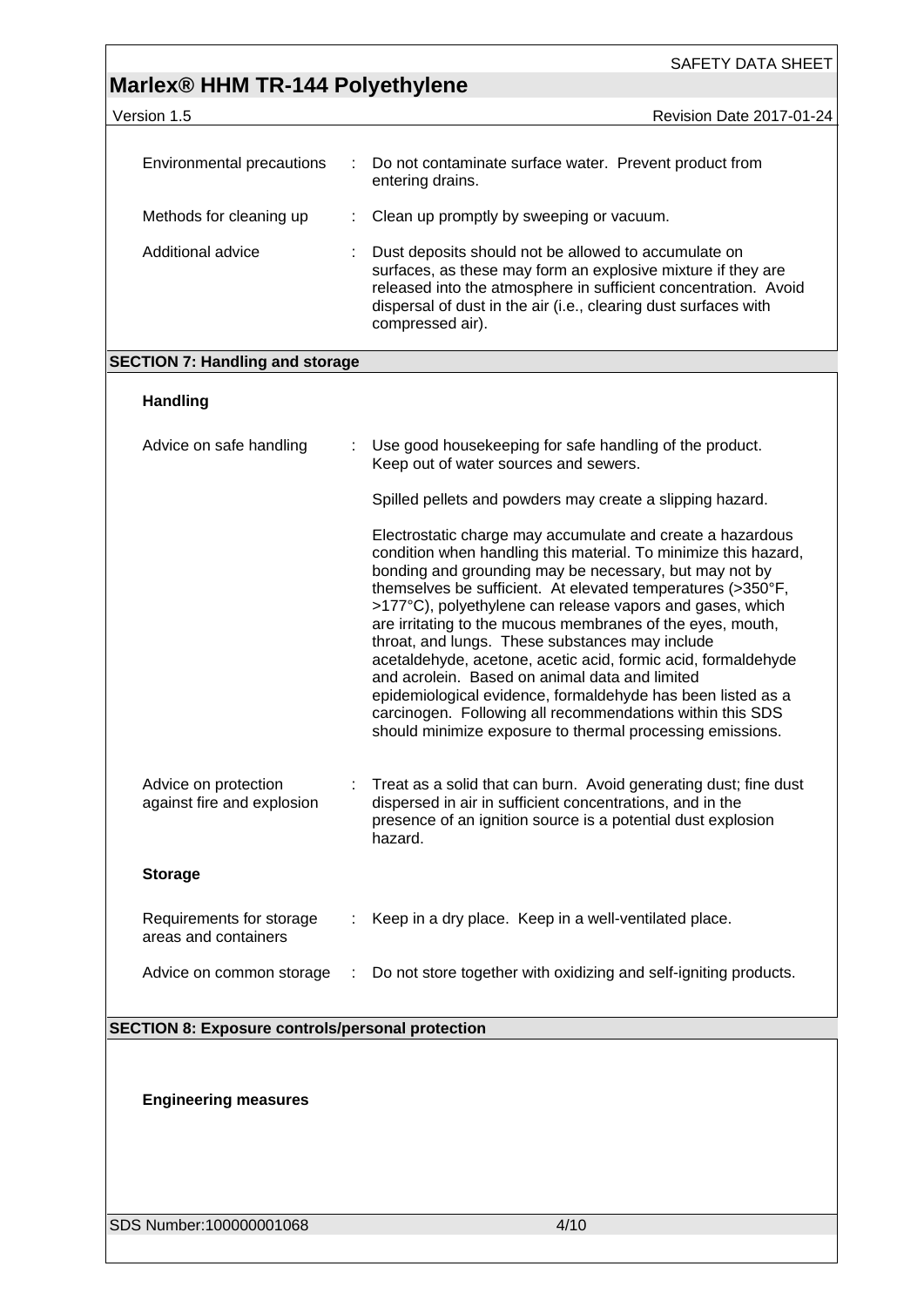| | | |
|---|---|---|
| Environmental precautions | : | Do not contaminate surface water. Prevent product from entering drains. |
| Methods for cleaning up | : | Clean up promptly by sweeping or vacuum. |
| Additional advice | : | Dust deposits should not be allowed to accumulate on surfaces, as these may form an explosive mixture if they are released into the atmosphere in sufficient concentration. Avoid dispersal of dust in the air (i.e., clearing dust surfaces with compressed air). |

## SECTION 7: Handling and storage

### Handling

Advice on safe handling : Use good housekeeping for safe handling of the product. Keep out of water sources and sewers.

Spilled pellets and powders may create a slipping hazard.

Electrostatic charge may accumulate and create a hazardous condition when handling this material. To minimize this hazard, bonding and grounding may be necessary, but may not by themselves be sufficient. At elevated temperatures (>350°F, >177°C), polyethylene can release vapors and gases, which are irritating to the mucous membranes of the eyes, mouth, throat, and lungs. These substances may include acetaldehyde, acetone, acetic acid, formic acid, formaldehyde and acrolein. Based on animal data and limited epidemiological evidence, formaldehyde has been listed as a carcinogen. Following all recommendations within this SDS should minimize exposure to thermal processing emissions.

Advice on protection against fire and explosion : Treat as a solid that can burn. Avoid generating dust; fine dust dispersed in air in sufficient concentrations, and in the presence of an ignition source is a potential dust explosion hazard.

### Storage

| | | |
|---|---|---|
| Requirements for storage areas and containers | : | Keep in a dry place. Keep in a well-ventilated place. |
| Advice on common storage | : | Do not store together with oxidizing and self-igniting products. |

## SECTION 8: Exposure controls/personal protection

### Engineering measures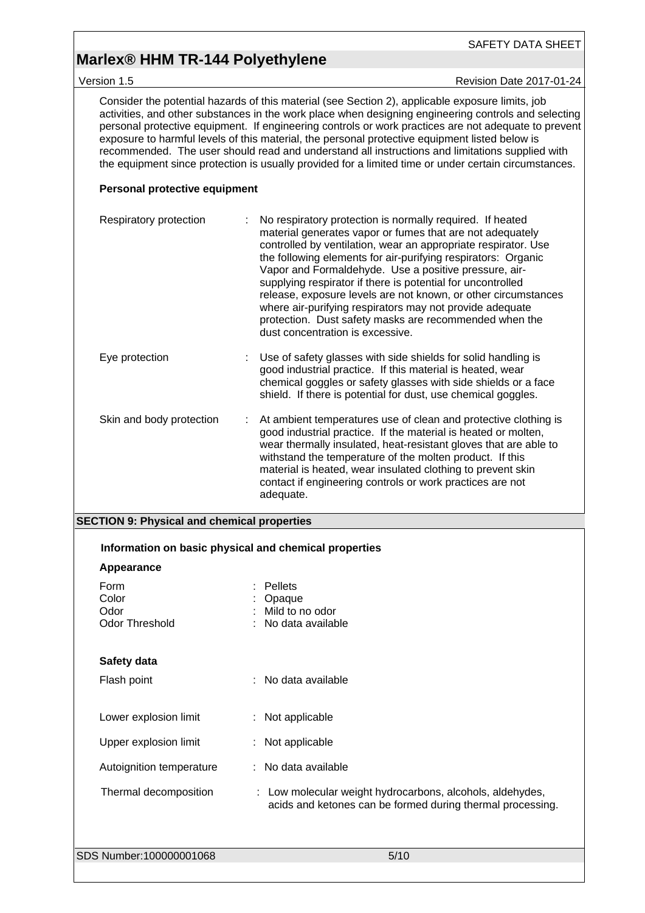Consider the potential hazards of this material (see Section 2), applicable exposure limits, job activities, and other substances in the work place when designing engineering controls and selecting personal protective equipment. If engineering controls or work practices are not adequate to prevent exposure to harmful levels of this material, the personal protective equipment listed below is recommended. The user should read and understand all instructions and limitations supplied with the equipment since protection is usually provided for a limited time or under certain circumstances.

**Personal protective equipment**

| | |
|---|---|
| Respiratory protection | : No respiratory protection is normally required. If heated material generates vapor or fumes that are not adequately controlled by ventilation, wear an appropriate respirator. Use the following elements for air-purifying respirators: Organic Vapor and Formaldehyde. Use a positive pressure, air-supplying respirator if there is potential for uncontrolled release, exposure levels are not known, or other circumstances where air-purifying respirators may not provide adequate protection. Dust safety masks are recommended when the dust concentration is excessive. |
| Eye protection | : Use of safety glasses with side shields for solid handling is good industrial practice. If this material is heated, wear chemical goggles or safety glasses with side shields or a face shield. If there is potential for dust, use chemical goggles. |
| Skin and body protection | : At ambient temperatures use of clean and protective clothing is good industrial practice. If the material is heated or molten, wear thermally insulated, heat-resistant gloves that are able to withstand the temperature of the molten product. If this material is heated, wear insulated clothing to prevent skin contact if engineering controls or work practices are not adequate. |

## SECTION 9: Physical and chemical properties

### Information on basic physical and chemical properties

**Appearance**

| | |
|---|---|
| Form | : Pellets |
| Color | : Opaque |
| Odor | : Mild to no odor |
| Odor Threshold | : No data available |

**Safety data**

| | |
|---|---|
| Flash point | : No data available |
| Lower explosion limit | : Not applicable |
| Upper explosion limit | : Not applicable |
| Autoignition temperature | : No data available |
| Thermal decomposition | : Low molecular weight hydrocarbons, alcohols, aldehydes, acids and ketones can be formed during thermal processing. |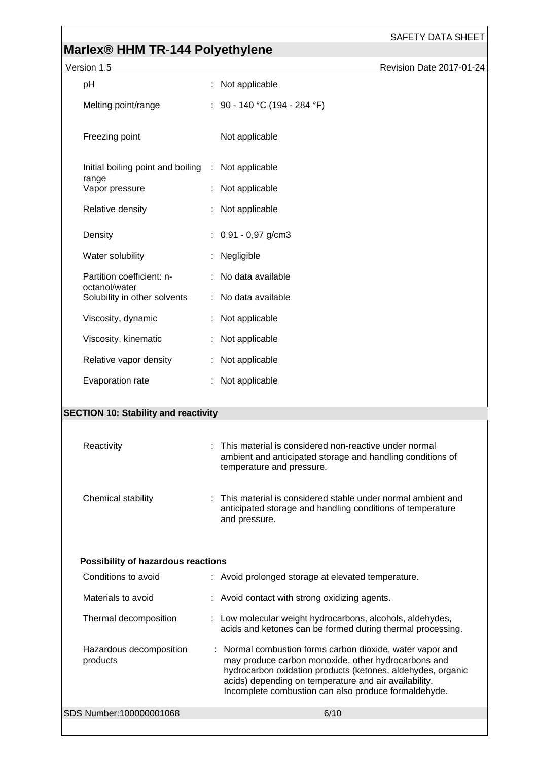| Property | Value |
|---|---|
| pH | Not applicable |
| Melting point/range | 90 - 140 °C (194 - 284 °F) |
| Freezing point | Not applicable |
| Initial boiling point and boiling range | Not applicable |
| Vapor pressure | Not applicable |
| Relative density | Not applicable |
| Density | 0,91 - 0,97 g/cm3 |
| Water solubility | Negligible |
| Partition coefficient: n-octanol/water | No data available |
| Solubility in other solvents | No data available |
| Viscosity, dynamic | Not applicable |
| Viscosity, kinematic | Not applicable |
| Relative vapor density | Not applicable |
| Evaporation rate | Not applicable |

## SECTION 10: Stability and reactivity

| Property | Value |
|---|---|
| Reactivity | This material is considered non-reactive under normal ambient and anticipated storage and handling conditions of temperature and pressure. |
| Chemical stability | This material is considered stable under normal ambient and anticipated storage and handling conditions of temperature and pressure. |

**Possibility of hazardous reactions**

| Property | Value |
|---|---|
| Conditions to avoid | Avoid prolonged storage at elevated temperature. |
| Materials to avoid | Avoid contact with strong oxidizing agents. |
| Thermal decomposition | Low molecular weight hydrocarbons, alcohols, aldehydes, acids and ketones can be formed during thermal processing. |
| Hazardous decomposition products | Normal combustion forms carbon dioxide, water vapor and may produce carbon monoxide, other hydrocarbons and hydrocarbon oxidation products (ketones, aldehydes, organic acids) depending on temperature and air availability. Incomplete combustion can also produce formaldehyde. |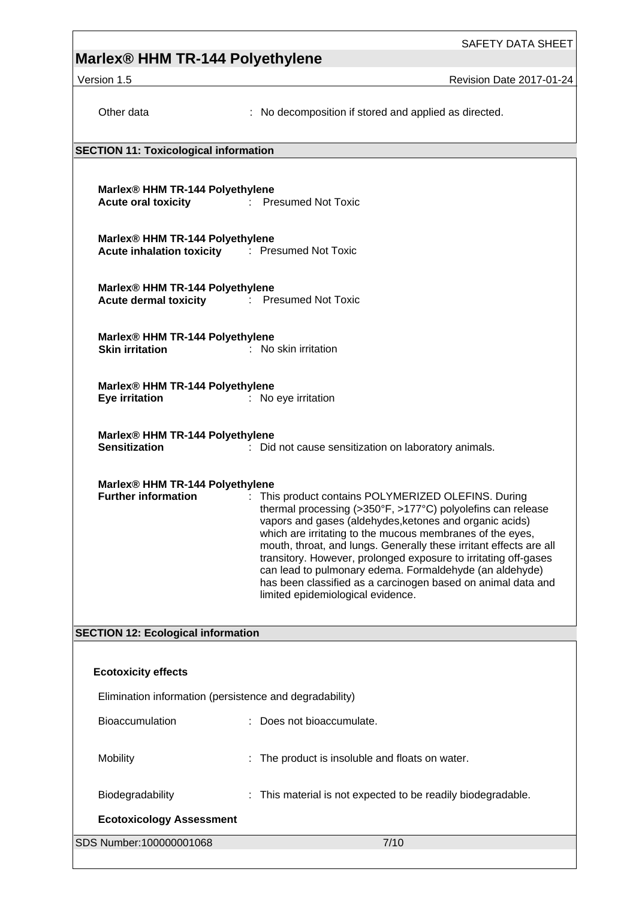Other data : No decomposition if stored and applied as directed.

## SECTION 11: Toxicological information

**Marlex® HHM TR-144 Polyethylene**
**Acute oral toxicity** : Presumed Not Toxic

**Marlex® HHM TR-144 Polyethylene**
**Acute inhalation toxicity** : Presumed Not Toxic

**Marlex® HHM TR-144 Polyethylene**
**Acute dermal toxicity** : Presumed Not Toxic

**Marlex® HHM TR-144 Polyethylene**
**Skin irritation** : No skin irritation

**Marlex® HHM TR-144 Polyethylene**
**Eye irritation** : No eye irritation

**Marlex® HHM TR-144 Polyethylene**
**Sensitization** : Did not cause sensitization on laboratory animals.

**Marlex® HHM TR-144 Polyethylene**
**Further information** : This product contains POLYMERIZED OLEFINS. During thermal processing (>350°F, >177°C) polyolefins can release vapors and gases (aldehydes,ketones and organic acids) which are irritating to the mucous membranes of the eyes, mouth, throat, and lungs. Generally these irritant effects are all transitory. However, prolonged exposure to irritating off-gases can lead to pulmonary edema. Formaldehyde (an aldehyde) has been classified as a carcinogen based on animal data and limited epidemiological evidence.

## SECTION 12: Ecological information

**Ecotoxicity effects**

Elimination information (persistence and degradability)

Bioaccumulation : Does not bioaccumulate.

Mobility : The product is insoluble and floats on water.

Biodegradability : This material is not expected to be readily biodegradable.

**Ecotoxicology Assessment**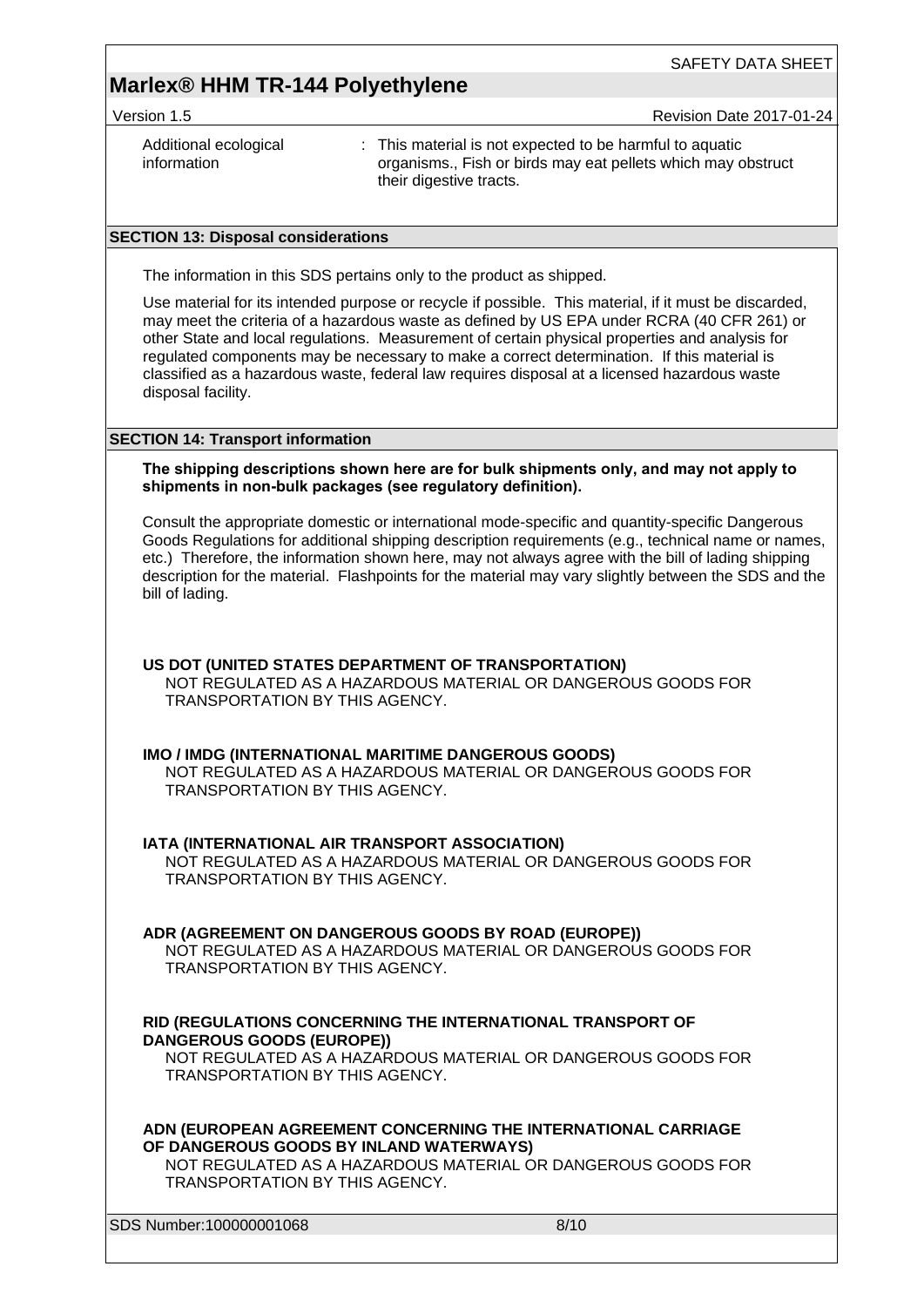| Additional ecological information | : This material is not expected to be harmful to aquatic organisms., Fish or birds may eat pellets which may obstruct their digestive tracts. |
| --- | --- |

## SECTION 13: Disposal considerations

The information in this SDS pertains only to the product as shipped.

Use material for its intended purpose or recycle if possible. This material, if it must be discarded, may meet the criteria of a hazardous waste as defined by US EPA under RCRA (40 CFR 261) or other State and local regulations. Measurement of certain physical properties and analysis for regulated components may be necessary to make a correct determination. If this material is classified as a hazardous waste, federal law requires disposal at a licensed hazardous waste disposal facility.

## SECTION 14: Transport information

**The shipping descriptions shown here are for bulk shipments only, and may not apply to shipments in non-bulk packages (see regulatory definition).**

Consult the appropriate domestic or international mode-specific and quantity-specific Dangerous Goods Regulations for additional shipping description requirements (e.g., technical name or names, etc.) Therefore, the information shown here, may not always agree with the bill of lading shipping description for the material. Flashpoints for the material may vary slightly between the SDS and the bill of lading.

**US DOT (UNITED STATES DEPARTMENT OF TRANSPORTATION)**
NOT REGULATED AS A HAZARDOUS MATERIAL OR DANGEROUS GOODS FOR TRANSPORTATION BY THIS AGENCY.

**IMO / IMDG (INTERNATIONAL MARITIME DANGEROUS GOODS)**
NOT REGULATED AS A HAZARDOUS MATERIAL OR DANGEROUS GOODS FOR TRANSPORTATION BY THIS AGENCY.

**IATA (INTERNATIONAL AIR TRANSPORT ASSOCIATION)**
NOT REGULATED AS A HAZARDOUS MATERIAL OR DANGEROUS GOODS FOR TRANSPORTATION BY THIS AGENCY.

**ADR (AGREEMENT ON DANGEROUS GOODS BY ROAD (EUROPE))**
NOT REGULATED AS A HAZARDOUS MATERIAL OR DANGEROUS GOODS FOR TRANSPORTATION BY THIS AGENCY.

**RID (REGULATIONS CONCERNING THE INTERNATIONAL TRANSPORT OF DANGEROUS GOODS (EUROPE))**
NOT REGULATED AS A HAZARDOUS MATERIAL OR DANGEROUS GOODS FOR TRANSPORTATION BY THIS AGENCY.

**ADN (EUROPEAN AGREEMENT CONCERNING THE INTERNATIONAL CARRIAGE OF DANGEROUS GOODS BY INLAND WATERWAYS)**
NOT REGULATED AS A HAZARDOUS MATERIAL OR DANGEROUS GOODS FOR TRANSPORTATION BY THIS AGENCY.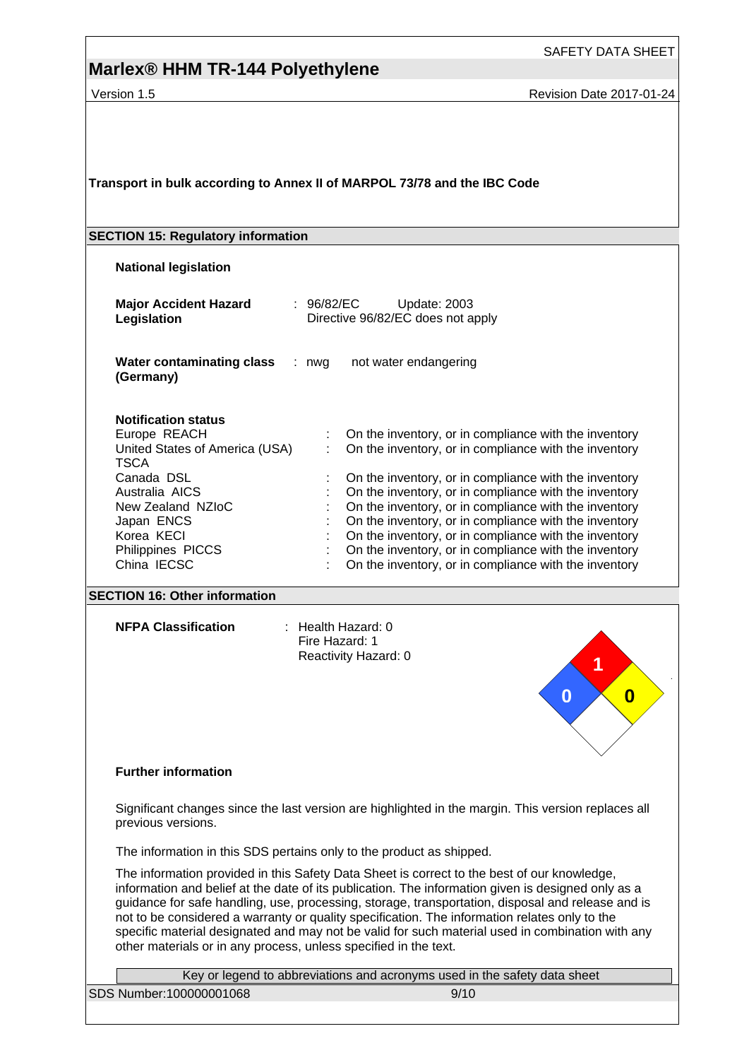**Transport in bulk according to Annex II of MARPOL 73/78 and the IBC Code**

## SECTION 15: Regulatory information

**National legislation**

**Major Accident Hazard Legislation** : 96/82/EC Update: 2003
Directive 96/82/EC does not apply

**Water contaminating class (Germany)** : nwg not water endangering

**Notification status**

| | |
|---|---|
| Europe REACH | : On the inventory, or in compliance with the inventory |
| United States of America (USA) TSCA | : On the inventory, or in compliance with the inventory |
| Canada DSL | : On the inventory, or in compliance with the inventory |
| Australia AICS | : On the inventory, or in compliance with the inventory |
| New Zealand NZIoC | : On the inventory, or in compliance with the inventory |
| Japan ENCS | : On the inventory, or in compliance with the inventory |
| Korea KECI | : On the inventory, or in compliance with the inventory |
| Philippines PICCS | : On the inventory, or in compliance with the inventory |
| China IECSC | : On the inventory, or in compliance with the inventory |

## SECTION 16: Other information

**NFPA Classification** : Health Hazard: 0
Fire Hazard: 1
Reactivity Hazard: 0

**Further information**

Significant changes since the last version are highlighted in the margin. This version replaces all previous versions.

The information in this SDS pertains only to the product as shipped.

The information provided in this Safety Data Sheet is correct to the best of our knowledge, information and belief at the date of its publication. The information given is designed only as a guidance for safe handling, use, processing, storage, transportation, disposal and release and is not to be considered a warranty or quality specification. The information relates only to the specific material designated and may not be valid for such material used in combination with any other materials or in any process, unless specified in the text.

Key or legend to abbreviations and acronyms used in the safety data sheet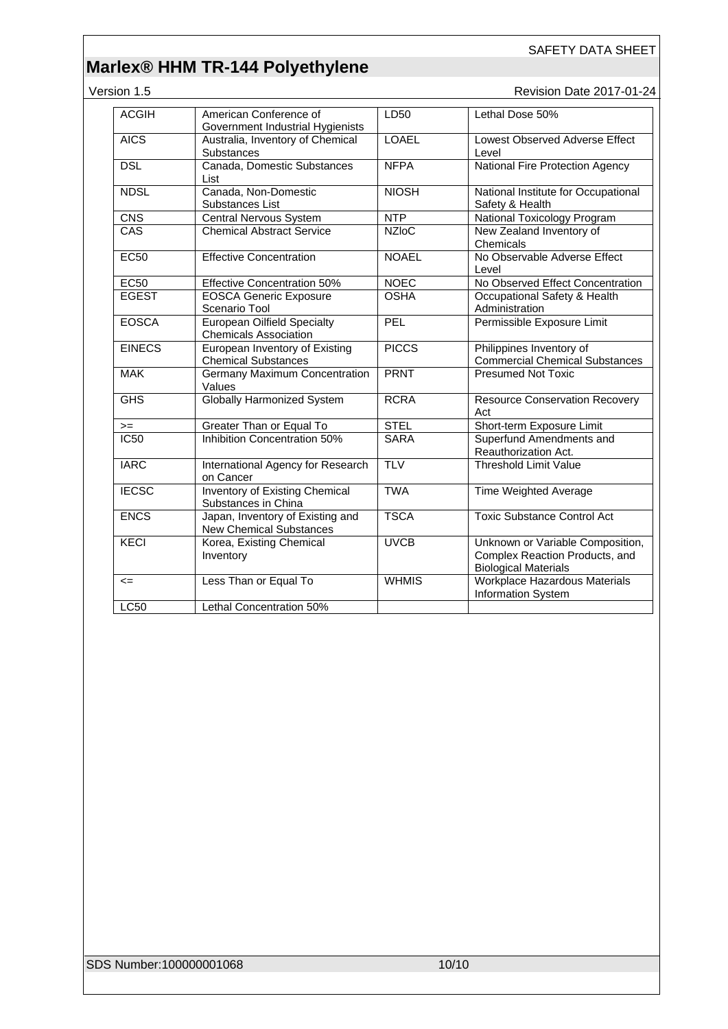| | | | |
|---|---|---|---|
| ACGIH | American Conference of Government Industrial Hygienists | LD50 | Lethal Dose 50% |
| AICS | Australia, Inventory of Chemical Substances | LOAEL | Lowest Observed Adverse Effect Level |
| DSL | Canada, Domestic Substances List | NFPA | National Fire Protection Agency |
| NDSL | Canada, Non-Domestic Substances List | NIOSH | National Institute for Occupational Safety & Health |
| CNS | Central Nervous System | NTP | National Toxicology Program |
| CAS | Chemical Abstract Service | NZIoC | New Zealand Inventory of Chemicals |
| EC50 | Effective Concentration | NOAEL | No Observable Adverse Effect Level |
| EC50 | Effective Concentration 50% | NOEC | No Observed Effect Concentration |
| EGEST | EOSCA Generic Exposure Scenario Tool | OSHA | Occupational Safety & Health Administration |
| EOSCA | European Oilfield Specialty Chemicals Association | PEL | Permissible Exposure Limit |
| EINECS | European Inventory of Existing Chemical Substances | PICCS | Philippines Inventory of Commercial Chemical Substances |
| MAK | Germany Maximum Concentration Values | PRNT | Presumed Not Toxic |
| GHS | Globally Harmonized System | RCRA | Resource Conservation Recovery Act |
| >= | Greater Than or Equal To | STEL | Short-term Exposure Limit |
| IC50 | Inhibition Concentration 50% | SARA | Superfund Amendments and Reauthorization Act. |
| IARC | International Agency for Research on Cancer | TLV | Threshold Limit Value |
| IECSC | Inventory of Existing Chemical Substances in China | TWA | Time Weighted Average |
| ENCS | Japan, Inventory of Existing and New Chemical Substances | TSCA | Toxic Substance Control Act |
| KECI | Korea, Existing Chemical Inventory | UVCB | Unknown or Variable Composition, Complex Reaction Products, and Biological Materials |
| <= | Less Than or Equal To | WHMIS | Workplace Hazardous Materials Information System |
| LC50 | Lethal Concentration 50% | | |